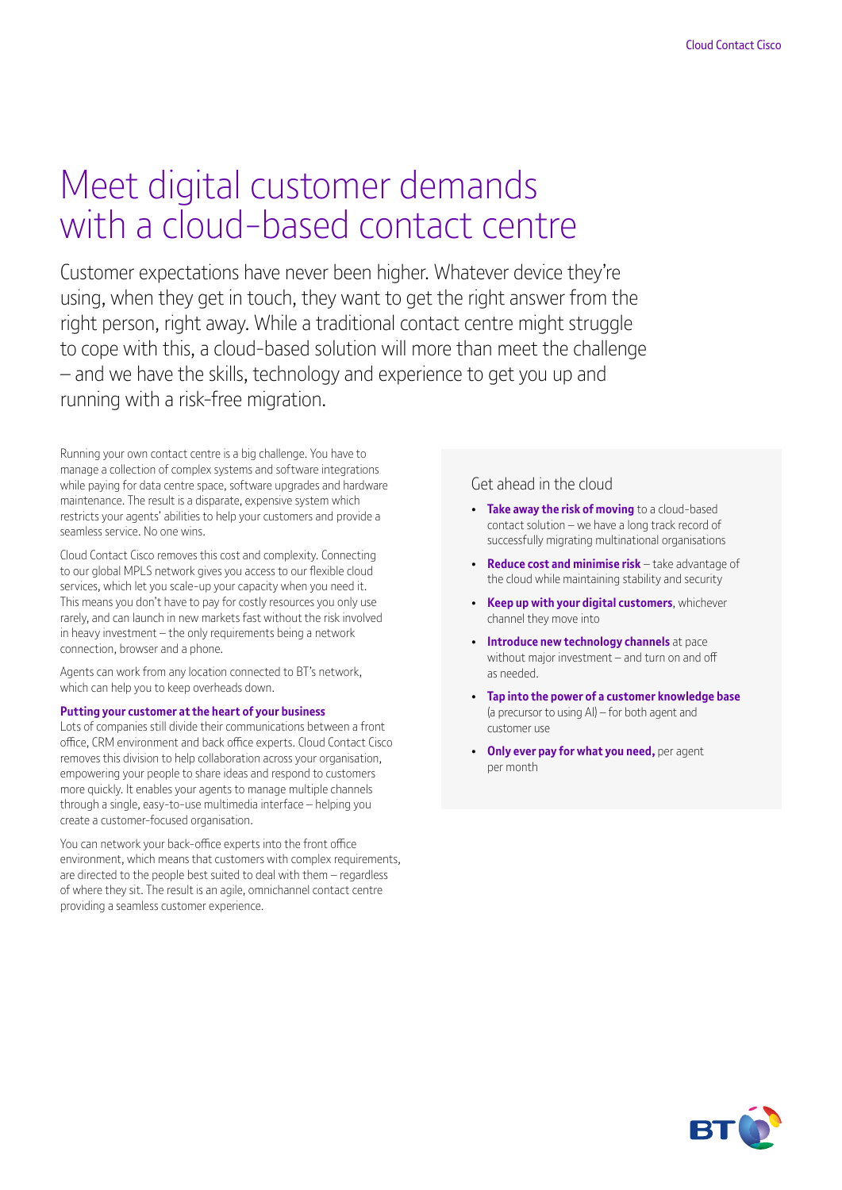# Meet digital customer demands with a cloud-based contact centre

Customer expectations have never been higher. Whatever device they're using, when they get in touch, they want to get the right answer from the right person, right away. While a traditional contact centre might struggle to cope with this, a cloud-based solution will more than meet the challenge – and we have the skills, technology and experience to get you up and running with a risk-free migration.

Running your own contact centre is a big challenge. You have to manage a collection of complex systems and software integrations while paying for data centre space, software upgrades and hardware maintenance. The result is a disparate, expensive system which restricts your agents' abilities to help your customers and provide a seamless service. No one wins.

Cloud Contact Cisco removes this cost and complexity. Connecting to our global MPLS network gives you access to our flexible cloud services, which let you scale-up your capacity when you need it. This means you don't have to pay for costly resources you only use rarely, and can launch in new markets fast without the risk involved in heavy investment – the only requirements being a network connection, browser and a phone.

Agents can work from any location connected to BT's network, which can help you to keep overheads down.

**Putting your customer at the heart of your business**

Lots of companies still divide their communications between a front office, CRM environment and back office experts. Cloud Contact Cisco removes this division to help collaboration across your organisation, empowering your people to share ideas and respond to customers more quickly. It enables your agents to manage multiple channels through a single, easy-to-use multimedia interface – helping you create a customer-focused organisation.

You can network your back-office experts into the front office environment, which means that customers with complex requirements, are directed to the people best suited to deal with them – regardless of where they sit. The result is an agile, omnichannel contact centre providing a seamless customer experience.

## Get ahead in the cloud

- **Take away the risk of moving** to a cloud-based contact solution – we have a long track record of successfully migrating multinational organisations
- **Reduce cost and minimise risk** – take advantage of the cloud while maintaining stability and security
- **Keep up with your digital customers**, whichever channel they move into
- **Introduce new technology channels** at pace without major investment – and turn on and off as needed.
- **Tap into the power of a customer knowledge base** (a precursor to using AI) – for both agent and customer use
- **Only ever pay for what you need,** per agent per month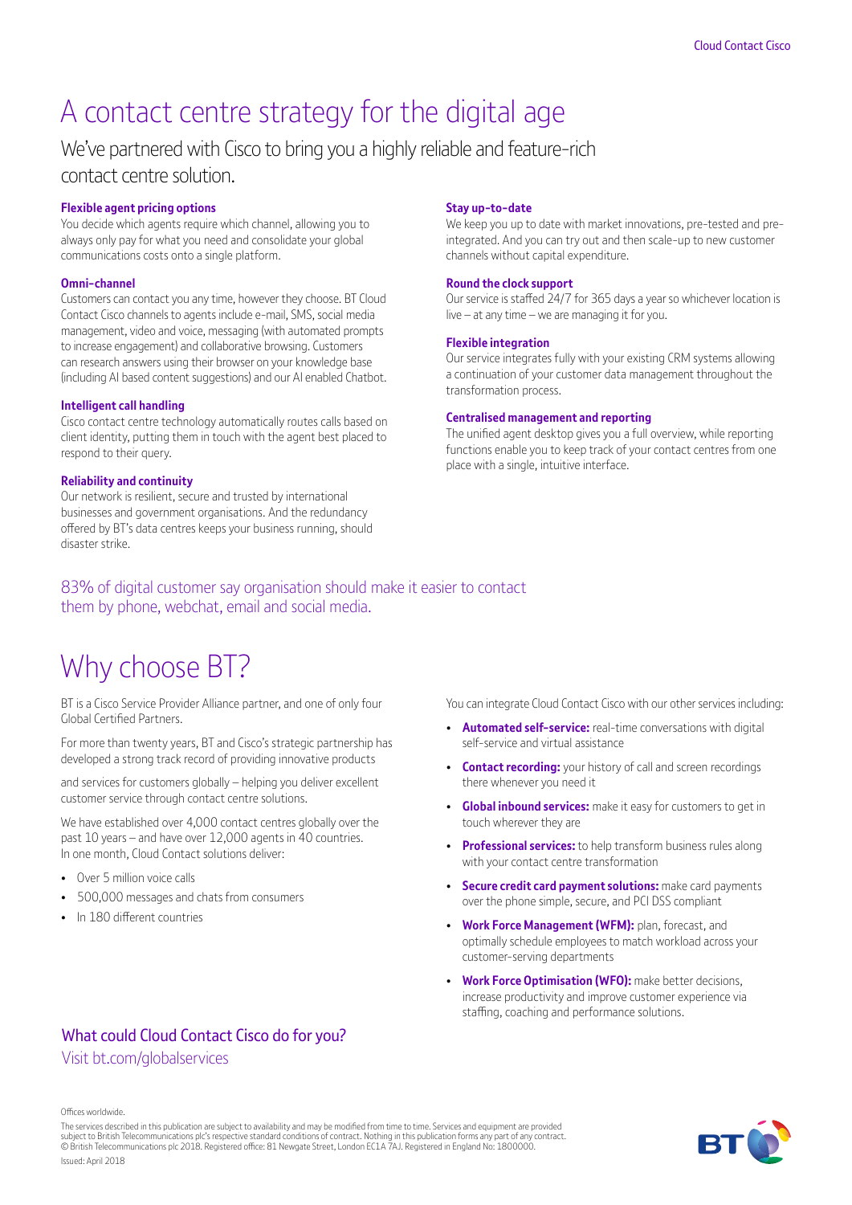# A contact centre strategy for the digital age

We've partnered with Cisco to bring you a highly reliable and feature-rich contact centre solution.

**Flexible agent pricing options**
You decide which agents require which channel, allowing you to always only pay for what you need and consolidate your global communications costs onto a single platform.

**Omni-channel**
Customers can contact you any time, however they choose. BT Cloud Contact Cisco channels to agents include e-mail, SMS, social media management, video and voice, messaging (with automated prompts to increase engagement) and collaborative browsing. Customers can research answers using their browser on your knowledge base (including AI based content suggestions) and our AI enabled Chatbot.

**Intelligent call handling**
Cisco contact centre technology automatically routes calls based on client identity, putting them in touch with the agent best placed to respond to their query.

**Reliability and continuity**
Our network is resilient, secure and trusted by international businesses and government organisations. And the redundancy offered by BT's data centres keeps your business running, should disaster strike.

**Stay up-to-date**
We keep you up to date with market innovations, pre-tested and pre-integrated. And you can try out and then scale-up to new customer channels without capital expenditure.

**Round the clock support**
Our service is staffed 24/7 for 365 days a year so whichever location is live – at any time – we are managing it for you.

**Flexible integration**
Our service integrates fully with your existing CRM systems allowing a continuation of your customer data management throughout the transformation process.

**Centralised management and reporting**
The unified agent desktop gives you a full overview, while reporting functions enable you to keep track of your contact centres from one place with a single, intuitive interface.

83% of digital customer say organisation should make it easier to contact them by phone, webchat, email and social media.

# Why choose BT?

BT is a Cisco Service Provider Alliance partner, and one of only four Global Certified Partners.

For more than twenty years, BT and Cisco's strategic partnership has developed a strong track record of providing innovative products and services for customers globally – helping you deliver excellent customer service through contact centre solutions.

We have established over 4,000 contact centres globally over the past 10 years – and have over 12,000 agents in 40 countries. In one month, Cloud Contact solutions deliver:

- Over 5 million voice calls
- 500,000 messages and chats from consumers
- In 180 different countries

You can integrate Cloud Contact Cisco with our other services including:

- **Automated self-service:** real-time conversations with digital self-service and virtual assistance
- **Contact recording:** your history of call and screen recordings there whenever you need it
- **Global inbound services:** make it easy for customers to get in touch wherever they are
- **Professional services:** to help transform business rules along with your contact centre transformation
- **Secure credit card payment solutions:** make card payments over the phone simple, secure, and PCI DSS compliant
- **Work Force Management (WFM):** plan, forecast, and optimally schedule employees to match workload across your customer-serving departments
- **Work Force Optimisation (WFO):** make better decisions, increase productivity and improve customer experience via staffing, coaching and performance solutions.

## What could Cloud Contact Cisco do for you?

Visit bt.com/globalservices

Offices worldwide.

The services described in this publication are subject to availability and may be modified from time to time. Services and equipment are provided subject to British Telecommunications plc's respective standard conditions of contract. Nothing in this publication forms any part of any contract.
© British Telecommunications plc 2018. Registered office: 81 Newgate Street, London EC1A 7AJ. Registered in England No: 1800000.

Issued: April 2018